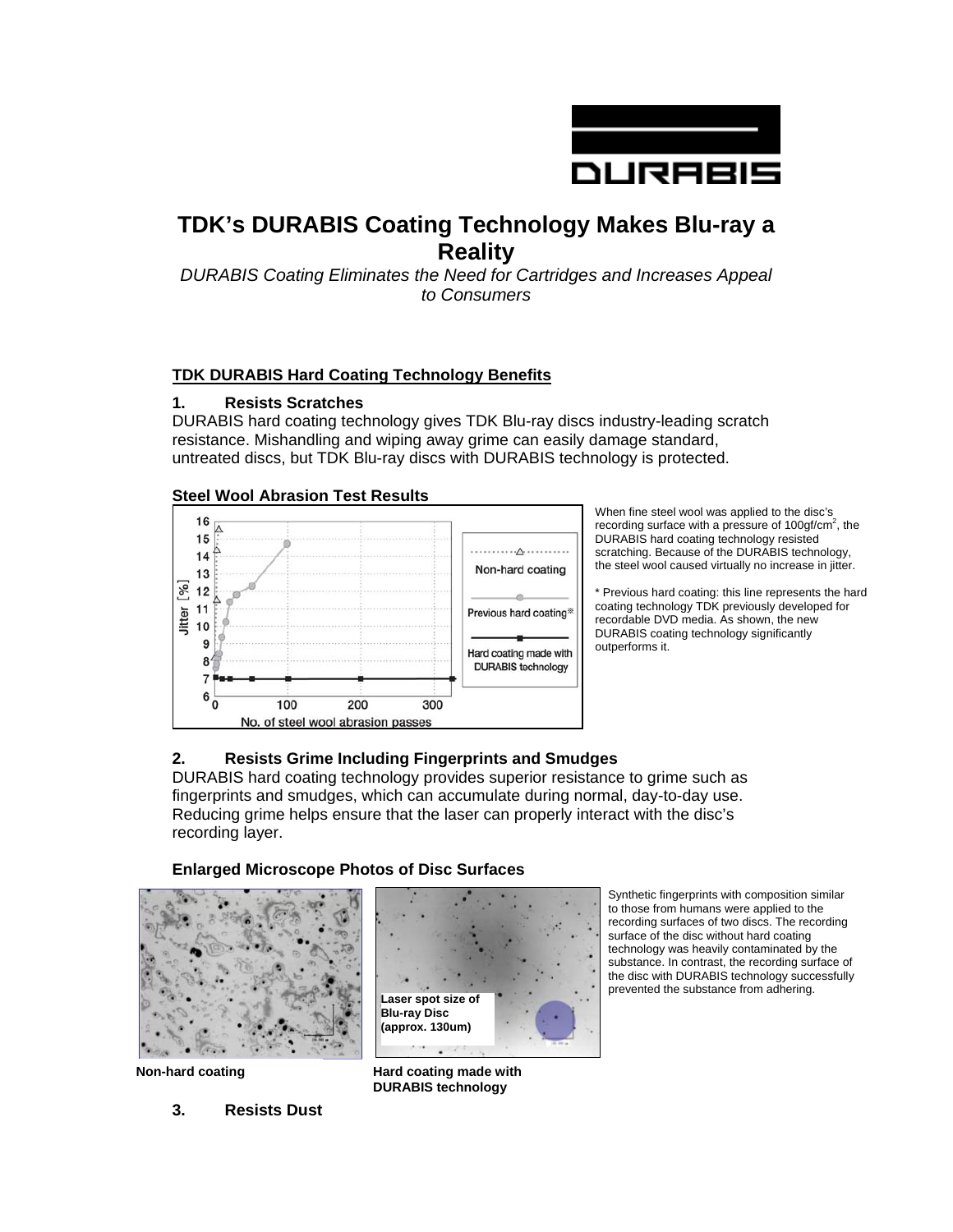DURABIS

# TDK's DURABIS Coating Technology Makes Blu-ray a Reality

*DURABIS Coating Eliminates the Need for Cartridges and Increases Appeal to Consumers*

## TDK DURABIS Hard Coating Technology Benefits

### 1. Resists Scratches

DURABIS hard coating technology gives TDK Blu-ray discs industry-leading scratch resistance. Mishandling and wiping away grime can easily damage standard, untreated discs, but TDK Blu-ray discs with DURABIS technology is protected.

**Steel Wool Abrasion Test Results**

When fine steel wool was applied to the disc's recording surface with a pressure of 100gf/cm$^2$, the DURABIS hard coating technology resisted scratching. Because of the DURABIS technology, the steel wool caused virtually no increase in jitter.

* Previous hard coating: this line represents the hard coating technology TDK previously developed for recordable DVD media. As shown, the new DURABIS coating technology significantly outperforms it.

### 2. Resists Grime Including Fingerprints and Smudges

DURABIS hard coating technology provides superior resistance to grime such as fingerprints and smudges, which can accumulate during normal, day-to-day use. Reducing grime helps ensure that the laser can properly interact with the disc's recording layer.

**Enlarged Microscope Photos of Disc Surfaces**

Non-hard coating

Hard coating made with DURABIS technology

Synthetic fingerprints with composition similar to those from humans were applied to the recording surfaces of two discs. The recording surface of the disc without hard coating technology was heavily contaminated by the substance. In contrast, the recording surface of the disc with DURABIS technology successfully prevented the substance from adhering.

### 3. Resists Dust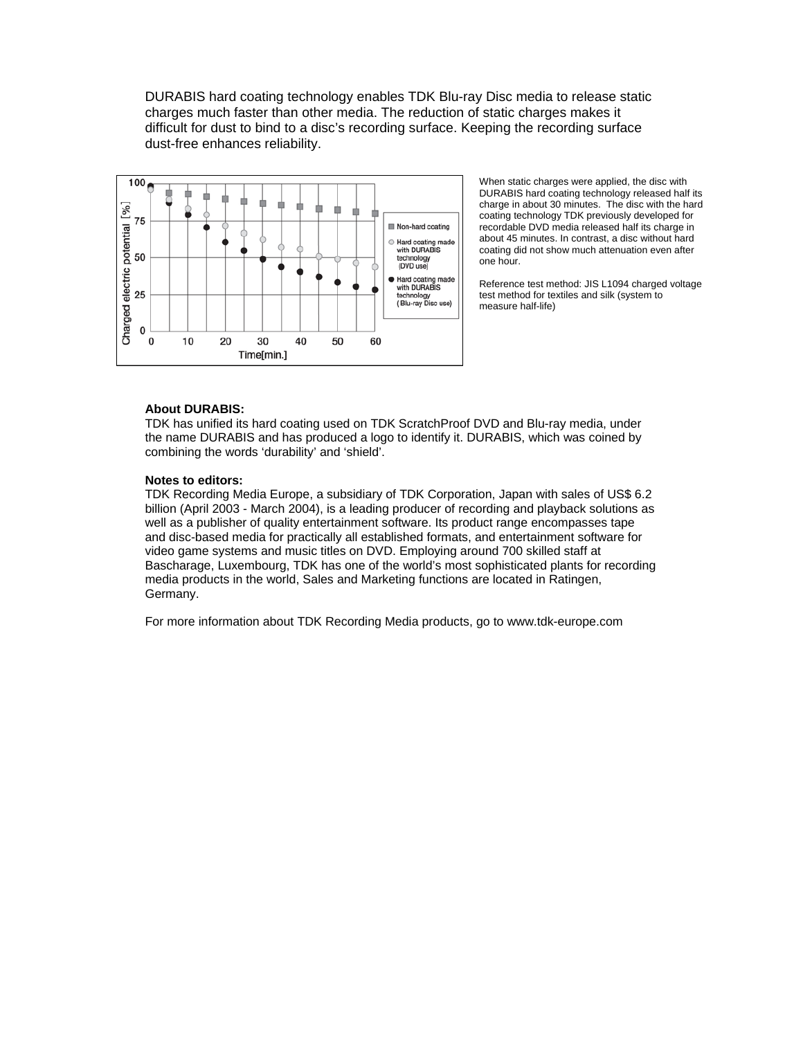DURABIS hard coating technology enables TDK Blu-ray Disc media to release static charges much faster than other media. The reduction of static charges makes it difficult for dust to bind to a disc's recording surface. Keeping the recording surface dust-free enhances reliability.

Charged electric potential [%]

100
75
50
25
0

0 10 20 30 40 50 60

Time[min.]

Non-hard coating

Hard coating made with DURABIS technology (DVD use)

Hard coating made with DURABIS technology (Blu-ray Disc use)

When static charges were applied, the disc with DURABIS hard coating technology released half its charge in about 30 minutes. The disc with the hard coating technology TDK previously developed for recordable DVD media released half its charge in about 45 minutes. In contrast, a disc without hard coating did not show much attenuation even after one hour.

Reference test method: JIS L1094 charged voltage test method for textiles and silk (system to measure half-life)

**About DURABIS:**
TDK has unified its hard coating used on TDK ScratchProof DVD and Blu-ray media, under the name DURABIS and has produced a logo to identify it. DURABIS, which was coined by combining the words 'durability' and 'shield'.

**Notes to editors:**
TDK Recording Media Europe, a subsidiary of TDK Corporation, Japan with sales of US$ 6.2 billion (April 2003 - March 2004), is a leading producer of recording and playback solutions as well as a publisher of quality entertainment software. Its product range encompasses tape and disc-based media for practically all established formats, and entertainment software for video game systems and music titles on DVD. Employing around 700 skilled staff at Bascharage, Luxembourg, TDK has one of the world's most sophisticated plants for recording media products in the world, Sales and Marketing functions are located in Ratingen, Germany.

For more information about TDK Recording Media products, go to www.tdk-europe.com